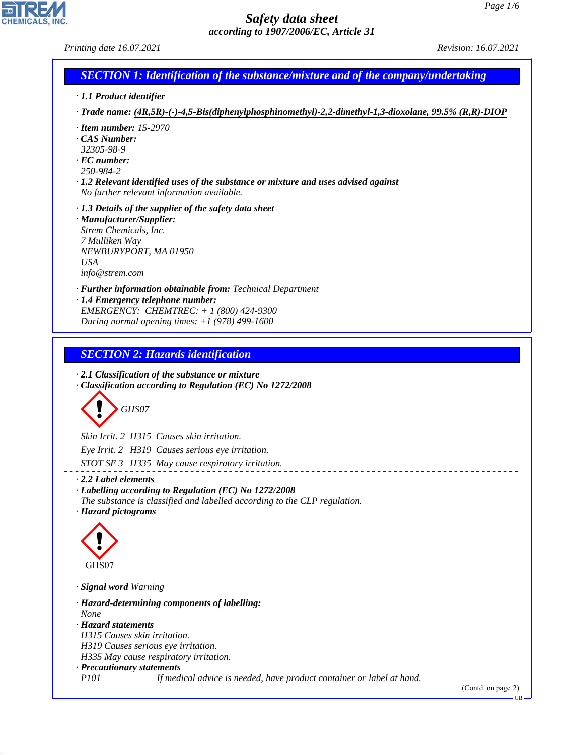# Safety data sheet

*according to 1907/2006/EC, Article 31*

Printing date 16.07.2021 Revision: 16.07.2021

## SECTION 1: Identification of the substance/mixture and of the company/undertaking

· **1.1 Product identifier**

· **Trade name:** **(4R,5R)-(-)-4,5-Bis(diphenylphosphinomethyl)-2,2-dimethyl-1,3-dioxolane, 99.5% (R,R)-DIOP**

· **Item number:** 15-2970
· **CAS Number:**
32305-98-9
· **EC number:**
250-984-2
· **1.2 Relevant identified uses of the substance or mixture and uses advised against**
No further relevant information available.

· **1.3 Details of the supplier of the safety data sheet**
· **Manufacturer/Supplier:**
Strem Chemicals, Inc.
7 Mulliken Way
NEWBURYPORT, MA 01950
USA
info@strem.com

· **Further information obtainable from:** Technical Department
· **1.4 Emergency telephone number:**
EMERGENCY: CHEMTREC: + 1 (800) 424-9300
During normal opening times: +1 (978) 499-1600

## SECTION 2: Hazards identification

· **2.1 Classification of the substance or mixture**
· **Classification according to Regulation (EC) No 1272/2008**

GHS07

Skin Irrit. 2 H315 Causes skin irritation.

Eye Irrit. 2 H319 Causes serious eye irritation.

STOT SE 3 H335 May cause respiratory irritation.

· **2.2 Label elements**
· **Labelling according to Regulation (EC) No 1272/2008**
The substance is classified and labelled according to the CLP regulation.
· **Hazard pictograms**

GHS07

· **Signal word** Warning

· **Hazard-determining components of labelling:**
None
· **Hazard statements**
H315 Causes skin irritation.
H319 Causes serious eye irritation.
H335 May cause respiratory irritation.
· **Precautionary statements**
P101 If medical advice is needed, have product container or label at hand.

(Contd. on page 2)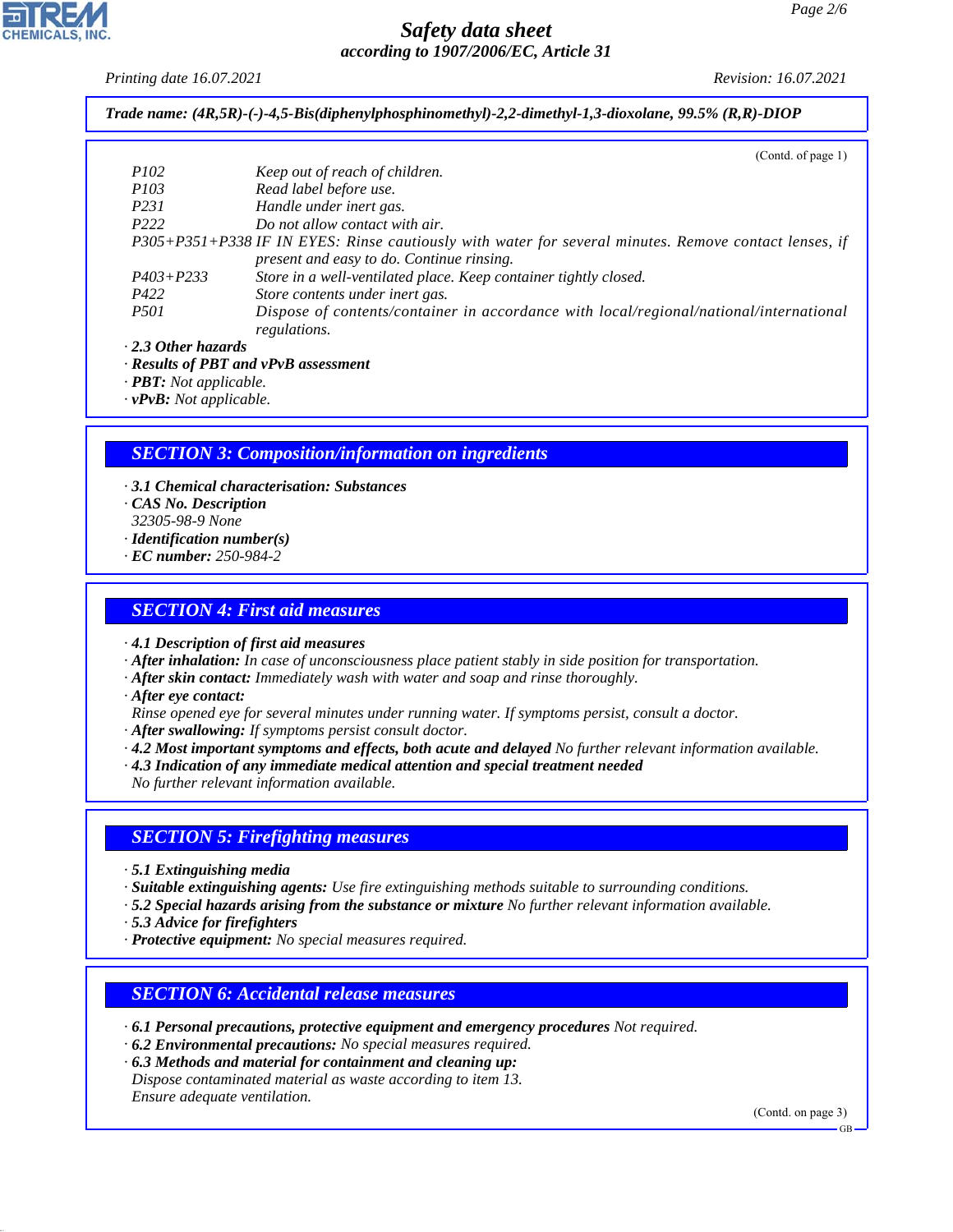Trade name: (4R,5R)-(-)-4,5-Bis(diphenylphosphinomethyl)-2,2-dimethyl-1,3-dioxolane, 99.5% (R,R)-DIOP

(Contd. of page 1)

| | |
|---|---|
| P102 | Keep out of reach of children. |
| P103 | Read label before use. |
| P231 | Handle under inert gas. |
| P222 | Do not allow contact with air. |
| P305+P351+P338 | IF IN EYES: Rinse cautiously with water for several minutes. Remove contact lenses, if present and easy to do. Continue rinsing. |
| P403+P233 | Store in a well-ventilated place. Keep container tightly closed. |
| P422 | Store contents under inert gas. |
| P501 | Dispose of contents/container in accordance with local/regional/national/international regulations. |

· **2.3 Other hazards**
· **Results of PBT and vPvB assessment**
· **PBT:** Not applicable.
· **vPvB:** Not applicable.

## SECTION 3: Composition/information on ingredients

· **3.1 Chemical characterisation: Substances**
· **CAS No. Description**
32305-98-9 None
· **Identification number(s)**
· **EC number:** 250-984-2

## SECTION 4: First aid measures

· **4.1 Description of first aid measures**
· **After inhalation:** In case of unconsciousness place patient stably in side position for transportation.
· **After skin contact:** Immediately wash with water and soap and rinse thoroughly.
· **After eye contact:**
Rinse opened eye for several minutes under running water. If symptoms persist, consult a doctor.
· **After swallowing:** If symptoms persist consult doctor.
· **4.2 Most important symptoms and effects, both acute and delayed** No further relevant information available.
· **4.3 Indication of any immediate medical attention and special treatment needed**
No further relevant information available.

## SECTION 5: Firefighting measures

· **5.1 Extinguishing media**
· **Suitable extinguishing agents:** Use fire extinguishing methods suitable to surrounding conditions.
· **5.2 Special hazards arising from the substance or mixture** No further relevant information available.
· **5.3 Advice for firefighters**
· **Protective equipment:** No special measures required.

## SECTION 6: Accidental release measures

· **6.1 Personal precautions, protective equipment and emergency procedures** Not required.
· **6.2 Environmental precautions:** No special measures required.
· **6.3 Methods and material for containment and cleaning up:**
Dispose contaminated material as waste according to item 13.
Ensure adequate ventilation.

(Contd. on page 3)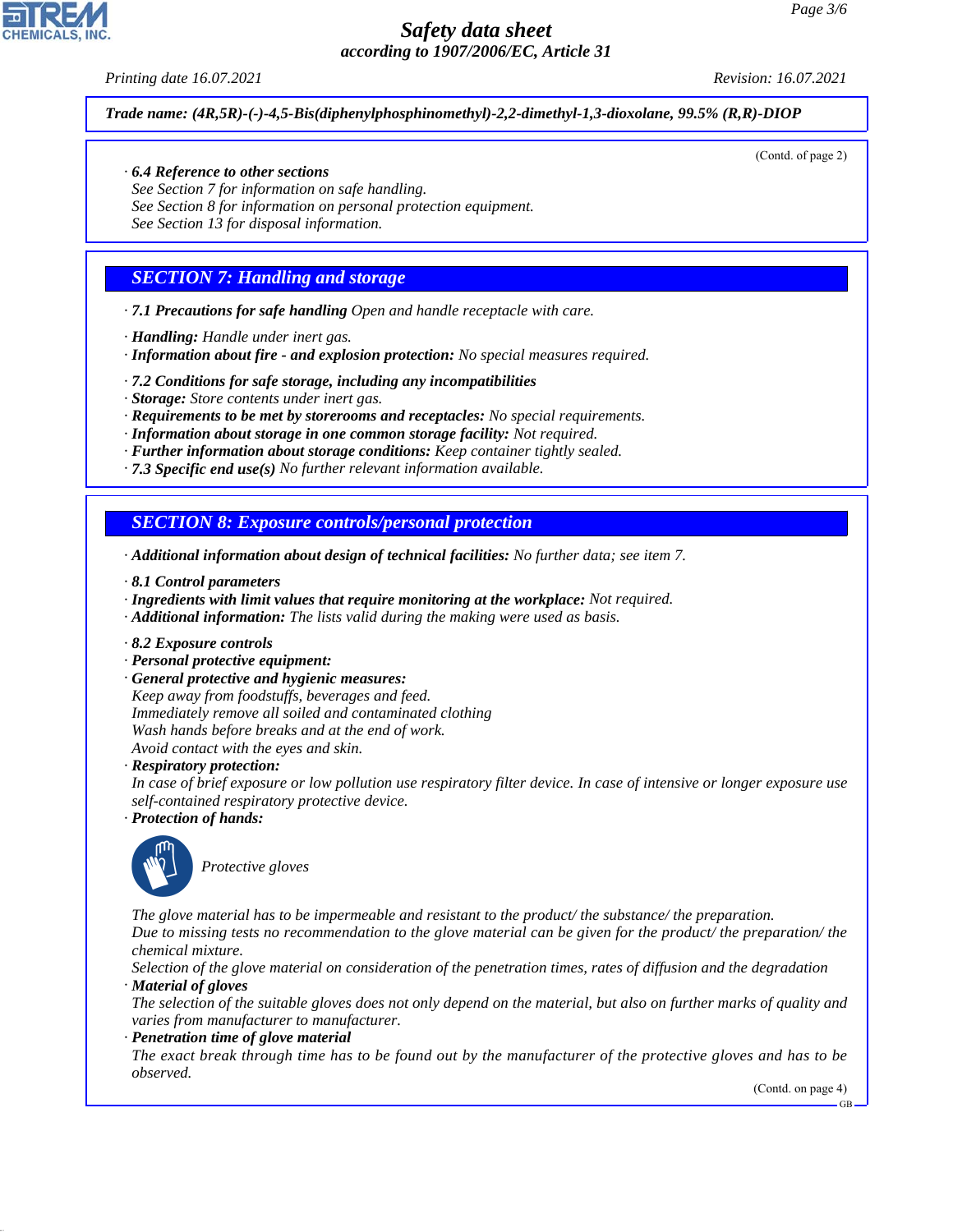**Trade name: (4R,5R)-(-)-4,5-Bis(diphenylphosphinomethyl)-2,2-dimethyl-1,3-dioxolane, 99.5% (R,R)-DIOP**

(Contd. of page 2)

· **6.4 Reference to other sections**
See Section 7 for information on safe handling.
See Section 8 for information on personal protection equipment.
See Section 13 for disposal information.

## SECTION 7: Handling and storage

· **7.1 Precautions for safe handling** Open and handle receptacle with care.

· **Handling:** Handle under inert gas.
· **Information about fire - and explosion protection:** No special measures required.

· **7.2 Conditions for safe storage, including any incompatibilities**
· **Storage:** Store contents under inert gas.
· **Requirements to be met by storerooms and receptacles:** No special requirements.
· **Information about storage in one common storage facility:** Not required.
· **Further information about storage conditions:** Keep container tightly sealed.
· **7.3 Specific end use(s)** No further relevant information available.

## SECTION 8: Exposure controls/personal protection

· **Additional information about design of technical facilities:** No further data; see item 7.

· **8.1 Control parameters**
· **Ingredients with limit values that require monitoring at the workplace:** Not required.
· **Additional information:** The lists valid during the making were used as basis.

· **8.2 Exposure controls**
· **Personal protective equipment:**
· **General protective and hygienic measures:**
Keep away from foodstuffs, beverages and feed.
Immediately remove all soiled and contaminated clothing
Wash hands before breaks and at the end of work.
Avoid contact with the eyes and skin.
· **Respiratory protection:**
In case of brief exposure or low pollution use respiratory filter device. In case of intensive or longer exposure use self-contained respiratory protective device.
· **Protection of hands:**

Protective gloves

The glove material has to be impermeable and resistant to the product/ the substance/ the preparation.
Due to missing tests no recommendation to the glove material can be given for the product/ the preparation/ the chemical mixture.
Selection of the glove material on consideration of the penetration times, rates of diffusion and the degradation
· **Material of gloves**
The selection of the suitable gloves does not only depend on the material, but also on further marks of quality and varies from manufacturer to manufacturer.
· **Penetration time of glove material**
The exact break through time has to be found out by the manufacturer of the protective gloves and has to be observed.

(Contd. on page 4)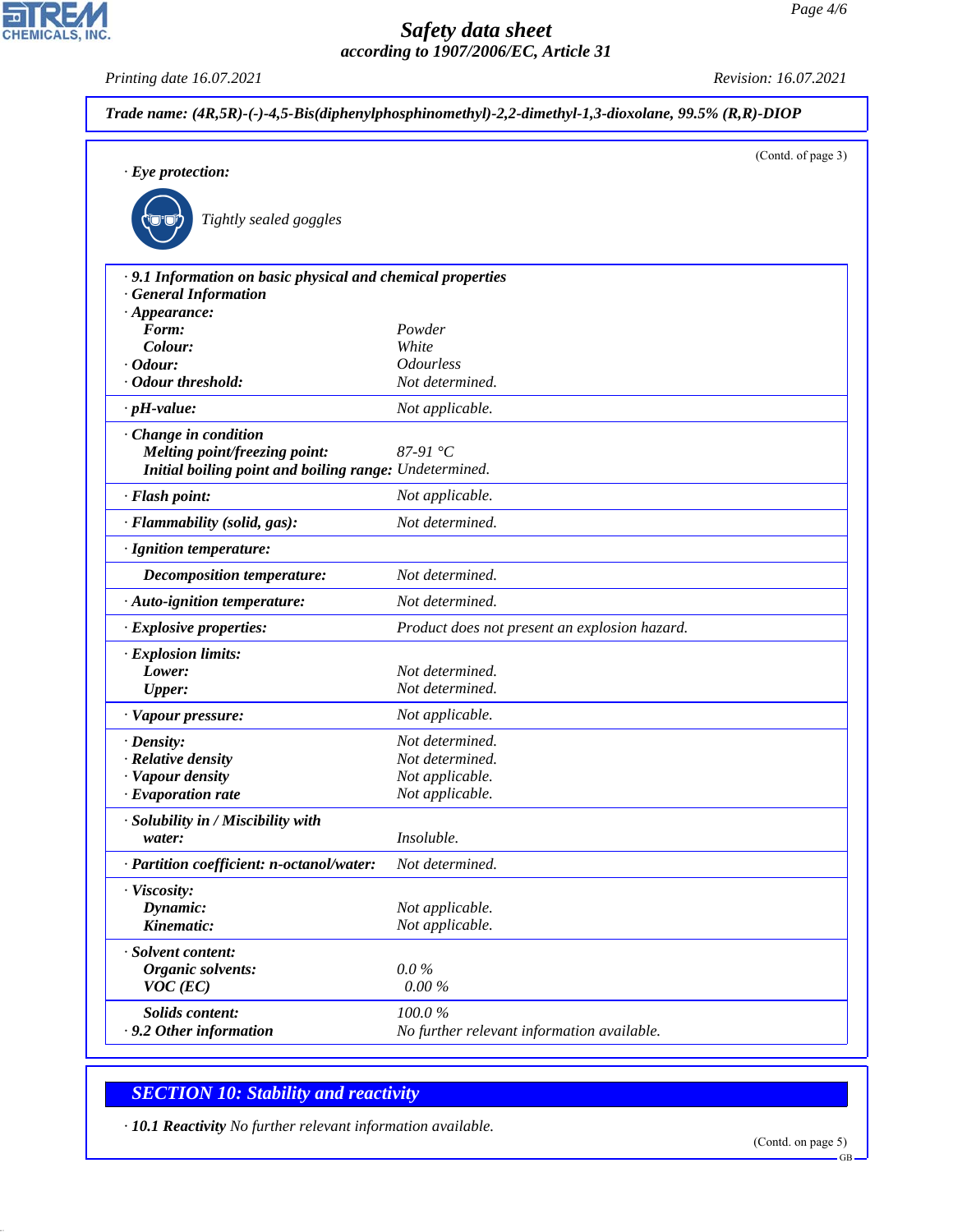**Trade name: (4R,5R)-(-)-4,5-Bis(diphenylphosphinomethyl)-2,2-dimethyl-1,3-dioxolane, 99.5% (R,R)-DIOP**

(Contd. of page 3)

· **Eye protection:**

Tightly sealed goggles

| · **9.1 Information on basic physical and chemical properties** | |
|---|---|
| · **General Information** | |
| · **Appearance:** | |
| **Form:** | Powder |
| **Colour:** | White |
| · **Odour:** | Odourless |
| · **Odour threshold:** | Not determined. |
| · **pH-value:** | Not applicable. |
| · **Change in condition** | |
| **Melting point/freezing point:** | 87-91 °C |
| **Initial boiling point and boiling range:** | Undetermined. |
| · **Flash point:** | Not applicable. |
| · **Flammability (solid, gas):** | Not determined. |
| · **Ignition temperature:** | |
| **Decomposition temperature:** | Not determined. |
| · **Auto-ignition temperature:** | Not determined. |
| · **Explosive properties:** | Product does not present an explosion hazard. |
| · **Explosion limits:** | |
| **Lower:** | Not determined. |
| **Upper:** | Not determined. |
| · **Vapour pressure:** | Not applicable. |
| · **Density:** | Not determined. |
| · **Relative density** | Not determined. |
| · **Vapour density** | Not applicable. |
| · **Evaporation rate** | Not applicable. |
| · **Solubility in / Miscibility with** | |
| **water:** | Insoluble. |
| · **Partition coefficient: n-octanol/water:** | Not determined. |
| · **Viscosity:** | |
| **Dynamic:** | Not applicable. |
| **Kinematic:** | Not applicable. |
| · **Solvent content:** | |
| **Organic solvents:** | 0.0 % |
| **VOC (EC)** | 0.00 % |
| **Solids content:** | 100.0 % |
| · **9.2 Other information** | No further relevant information available. |

## SECTION 10: Stability and reactivity

· **10.1 Reactivity** No further relevant information available.

(Contd. on page 5)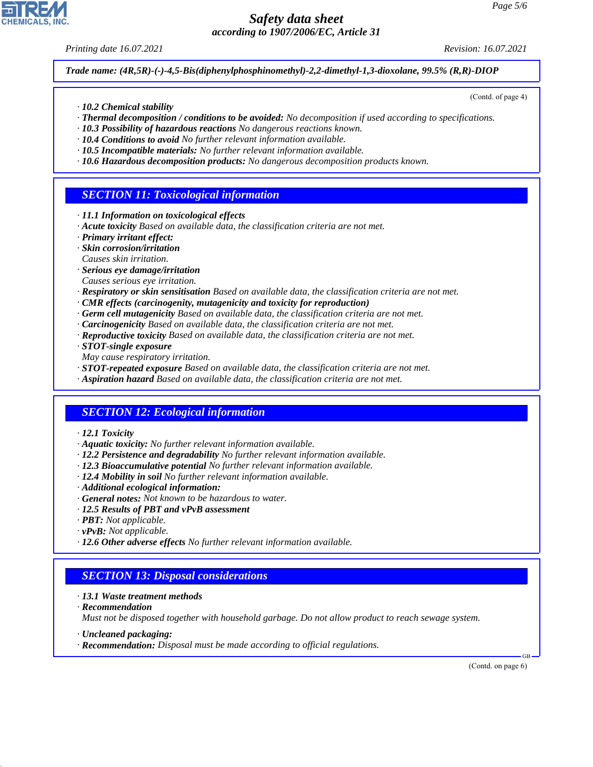**Trade name: (4R,5R)-(-)-4,5-Bis(diphenylphosphinomethyl)-2,2-dimethyl-1,3-dioxolane, 99.5% (R,R)-DIOP**

(Contd. of page 4)

· **10.2 Chemical stability**
· **Thermal decomposition / conditions to be avoided:** No decomposition if used according to specifications.
· **10.3 Possibility of hazardous reactions** No dangerous reactions known.
· **10.4 Conditions to avoid** No further relevant information available.
· **10.5 Incompatible materials:** No further relevant information available.
· **10.6 Hazardous decomposition products:** No dangerous decomposition products known.

## SECTION 11: Toxicological information

· **11.1 Information on toxicological effects**
· **Acute toxicity** Based on available data, the classification criteria are not met.
· **Primary irritant effect:**
· **Skin corrosion/irritation**
Causes skin irritation.
· **Serious eye damage/irritation**
Causes serious eye irritation.
· **Respiratory or skin sensitisation** Based on available data, the classification criteria are not met.
· **CMR effects (carcinogenity, mutagenicity and toxicity for reproduction)**
· **Germ cell mutagenicity** Based on available data, the classification criteria are not met.
· **Carcinogenicity** Based on available data, the classification criteria are not met.
· **Reproductive toxicity** Based on available data, the classification criteria are not met.
· **STOT-single exposure**
May cause respiratory irritation.
· **STOT-repeated exposure** Based on available data, the classification criteria are not met.
· **Aspiration hazard** Based on available data, the classification criteria are not met.

## SECTION 12: Ecological information

· **12.1 Toxicity**
· **Aquatic toxicity:** No further relevant information available.
· **12.2 Persistence and degradability** No further relevant information available.
· **12.3 Bioaccumulative potential** No further relevant information available.
· **12.4 Mobility in soil** No further relevant information available.
· **Additional ecological information:**
· **General notes:** Not known to be hazardous to water.
· **12.5 Results of PBT and vPvB assessment**
· **PBT:** Not applicable.
· **vPvB:** Not applicable.
· **12.6 Other adverse effects** No further relevant information available.

## SECTION 13: Disposal considerations

· **13.1 Waste treatment methods**
· **Recommendation**
Must not be disposed together with household garbage. Do not allow product to reach sewage system.

· **Uncleaned packaging:**
· **Recommendation:** Disposal must be made according to official regulations.

(Contd. on page 6)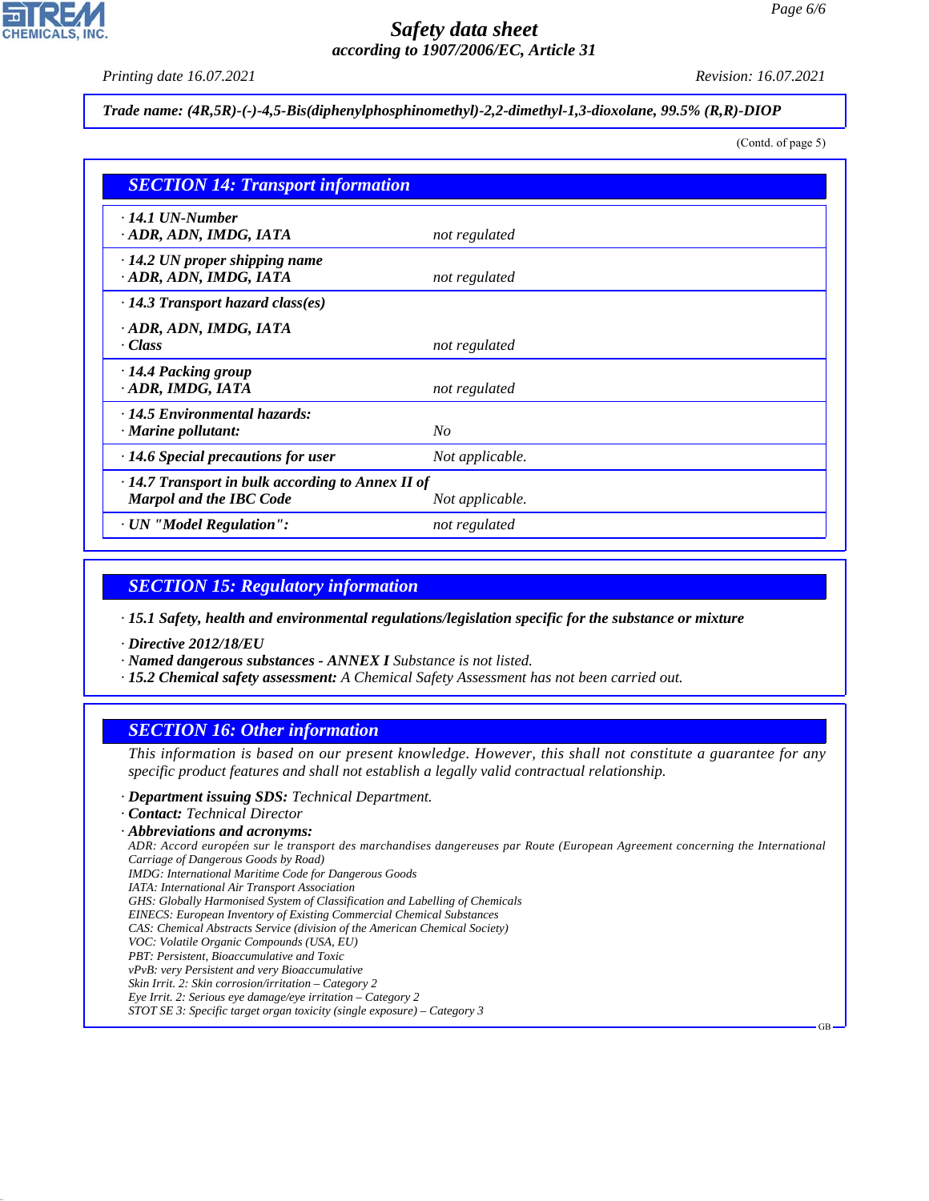Trade name: (4R,5R)-(-)-4,5-Bis(diphenylphosphinomethyl)-2,2-dimethyl-1,3-dioxolane, 99.5% (R,R)-DIOP

(Contd. of page 5)

## SECTION 14: Transport information

| | |
|---|---|
| · **14.1 UN-Number** · **ADR, ADN, IMDG, IATA** | not regulated |
| · **14.2 UN proper shipping name** · **ADR, ADN, IMDG, IATA** | not regulated |
| · **14.3 Transport hazard class(es)** · **ADR, ADN, IMDG, IATA** · **Class** | not regulated |
| · **14.4 Packing group** · **ADR, IMDG, IATA** | not regulated |
| · **14.5 Environmental hazards:** · **Marine pollutant:** | No |
| · **14.6 Special precautions for user** | Not applicable. |
| · **14.7 Transport in bulk according to Annex II of Marpol and the IBC Code** | Not applicable. |
| · **UN "Model Regulation":** | not regulated |

## SECTION 15: Regulatory information

· **15.1 Safety, health and environmental regulations/legislation specific for the substance or mixture**

· **Directive 2012/18/EU**
· **Named dangerous substances - ANNEX I** Substance is not listed.
· **15.2 Chemical safety assessment:** A Chemical Safety Assessment has not been carried out.

## SECTION 16: Other information

This information is based on our present knowledge. However, this shall not constitute a guarantee for any specific product features and shall not establish a legally valid contractual relationship.

· **Department issuing SDS:** Technical Department.
· **Contact:** Technical Director
· **Abbreviations and acronyms:**
ADR: Accord européen sur le transport des marchandises dangereuses par Route (European Agreement concerning the International Carriage of Dangerous Goods by Road)
IMDG: International Maritime Code for Dangerous Goods
IATA: International Air Transport Association
GHS: Globally Harmonised System of Classification and Labelling of Chemicals
EINECS: European Inventory of Existing Commercial Chemical Substances
CAS: Chemical Abstracts Service (division of the American Chemical Society)
VOC: Volatile Organic Compounds (USA, EU)
PBT: Persistent, Bioaccumulative and Toxic
vPvB: very Persistent and very Bioaccumulative
Skin Irrit. 2: Skin corrosion/irritation – Category 2
Eye Irrit. 2: Serious eye damage/eye irritation – Category 2
STOT SE 3: Specific target organ toxicity (single exposure) – Category 3